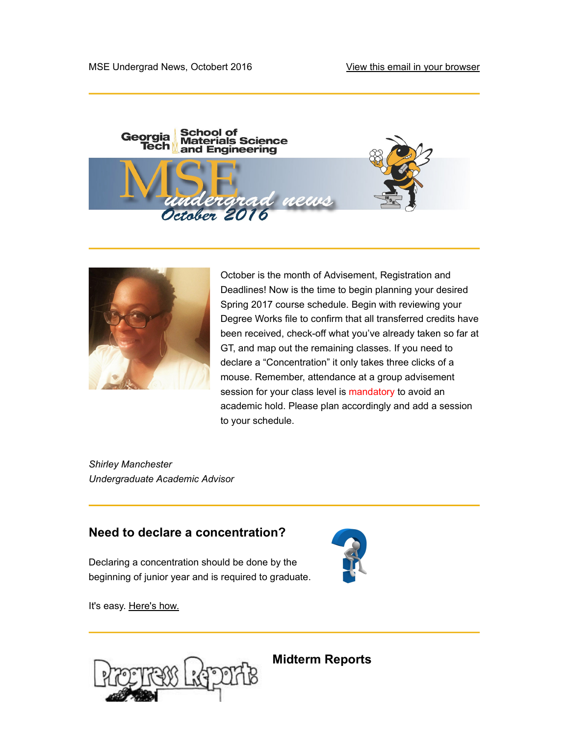MSE Undergrad News, Octobert 2016

View this email in your browser

October is the month of Advisement, Registration and Deadlines! Now is the time to begin planning your desired Spring 2017 course schedule. Begin with reviewing your Degree Works file to confirm that all transferred credits have been received, check-off what you've already taken so far at GT, and map out the remaining classes. If you need to declare a "Concentration" it only takes three clicks of a mouse. Remember, attendance at a group advisement session for your class level is mandatory to avoid an academic hold. Please plan accordingly and add a session to your schedule.

*Shirley Manchester*
*Undergraduate Academic Advisor*

## Need to declare a concentration?

Declaring a concentration should be done by the beginning of junior year and is required to graduate.

It's easy. Here's how.

## Midterm Reports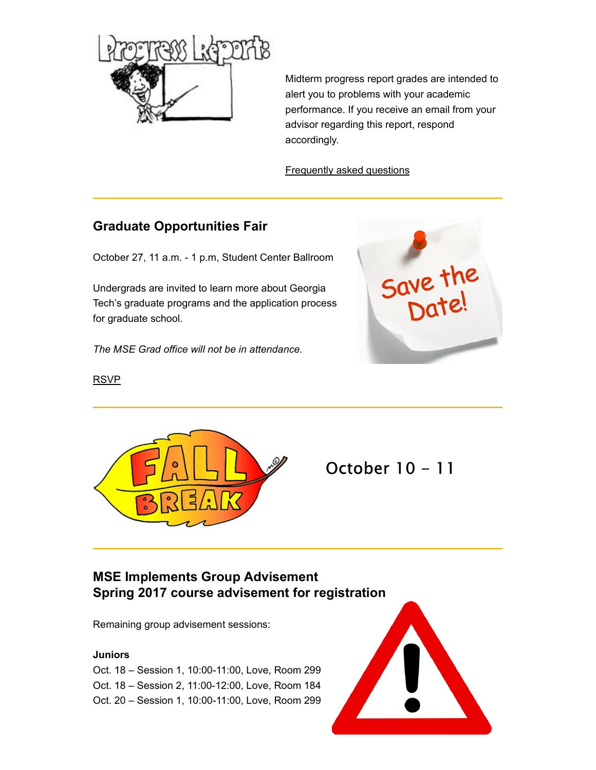Midterm progress report grades are intended to alert you to problems with your academic performance. If you receive an email from your advisor regarding this report, respond accordingly.

Frequently asked questions

---

## Graduate Opportunities Fair

October 27, 11 a.m. - 1 p.m, Student Center Ballroom

Undergrads are invited to learn more about Georgia Tech's graduate programs and the application process for graduate school.

*The MSE Grad office will not be in attendance.*

RSVP

---

October 10 - 11

---

## MSE Implements Group Advisement
## Spring 2017 course advisement for registration

Remaining group advisement sessions:

**Juniors**
Oct. 18 – Session 1, 10:00-11:00, Love, Room 299
Oct. 18 – Session 2, 11:00-12:00, Love, Room 184
Oct. 20 – Session 1, 10:00-11:00, Love, Room 299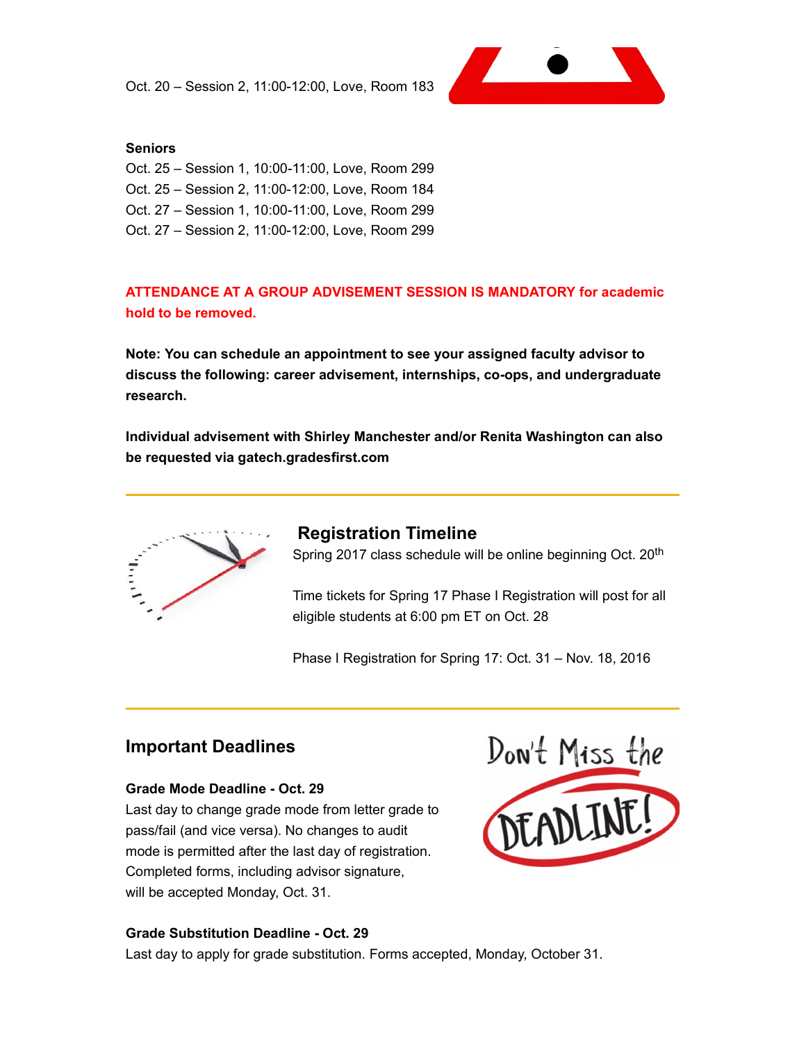Oct. 20 – Session 2, 11:00-12:00, Love, Room 183

**Seniors**

Oct. 25 – Session 1, 10:00-11:00, Love, Room 299
Oct. 25 – Session 2, 11:00-12:00, Love, Room 184
Oct. 27 – Session 1, 10:00-11:00, Love, Room 299
Oct. 27 – Session 2, 11:00-12:00, Love, Room 299

**ATTENDANCE AT A GROUP ADVISEMENT SESSION IS MANDATORY for academic hold to be removed.**

**Note: You can schedule an appointment to see your assigned faculty advisor to discuss the following: career advisement, internships, co-ops, and undergraduate research.**

**Individual advisement with Shirley Manchester and/or Renita Washington can also be requested via gatech.gradesfirst.com**

---

## Registration Timeline

Spring 2017 class schedule will be online beginning Oct. 20th

Time tickets for Spring 17 Phase I Registration will post for all eligible students at 6:00 pm ET on Oct. 28

Phase I Registration for Spring 17: Oct. 31 – Nov. 18, 2016

---

## Important Deadlines

**Grade Mode Deadline - Oct. 29**

Last day to change grade mode from letter grade to pass/fail (and vice versa). No changes to audit mode is permitted after the last day of registration. Completed forms, including advisor signature, will be accepted Monday, Oct. 31.

**Grade Substitution Deadline - Oct. 29**

Last day to apply for grade substitution. Forms accepted, Monday, October 31.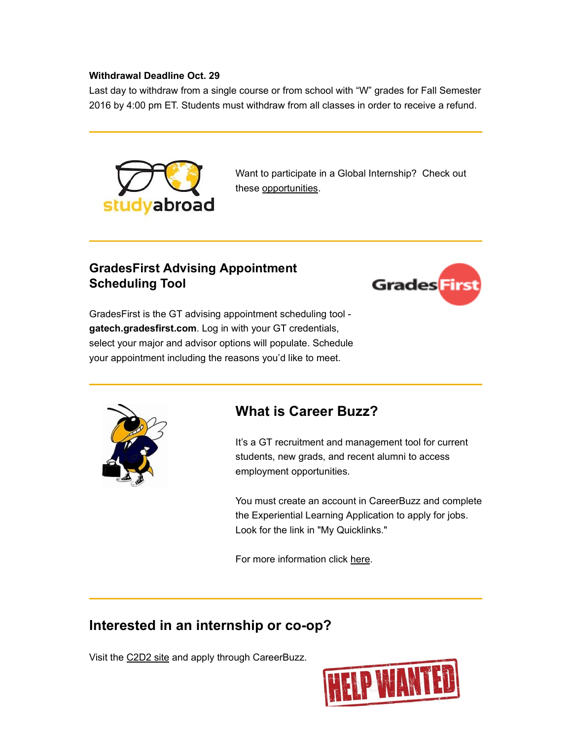**Withdrawal Deadline Oct. 29**

Last day to withdraw from a single course or from school with "W" grades for Fall Semester 2016 by 4:00 pm ET. Students must withdraw from all classes in order to receive a refund.

---

Want to participate in a Global Internship? Check out these opportunities.

---

## GradesFirst Advising Appointment Scheduling Tool

GradesFirst is the GT advising appointment scheduling tool - **gatech.gradesfirst.com**. Log in with your GT credentials, select your major and advisor options will populate. Schedule your appointment including the reasons you'd like to meet.

---

## What is Career Buzz?

It's a GT recruitment and management tool for current students, new grads, and recent alumni to access employment opportunities.

You must create an account in CareerBuzz and complete the Experiential Learning Application to apply for jobs. Look for the link in "My Quicklinks."

For more information click here.

---

## Interested in an internship or co-op?

Visit the C2D2 site and apply through CareerBuzz.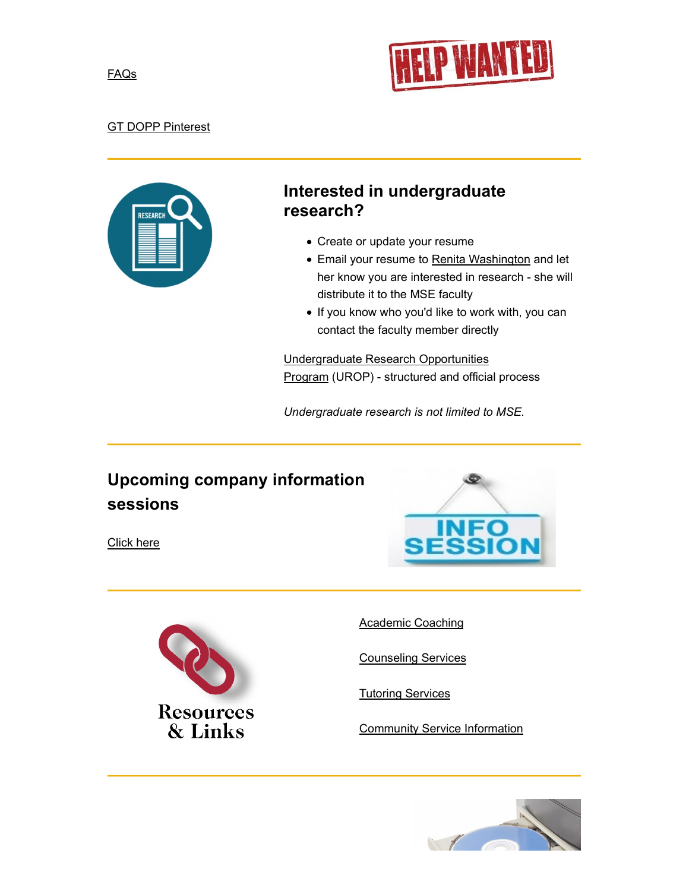FAQs

GT DOPP Pinterest

---

## Interested in undergraduate research?

- Create or update your resume
- Email your resume to Renita Washington and let her know you are interested in research - she will distribute it to the MSE faculty
- If you know who you'd like to work with, you can contact the faculty member directly

Undergraduate Research Opportunities Program (UROP) - structured and official process

*Undergraduate research is not limited to MSE.*

---

## Upcoming company information sessions

Click here

---

Academic Coaching

Counseling Services

Tutoring Services

Community Service Information

---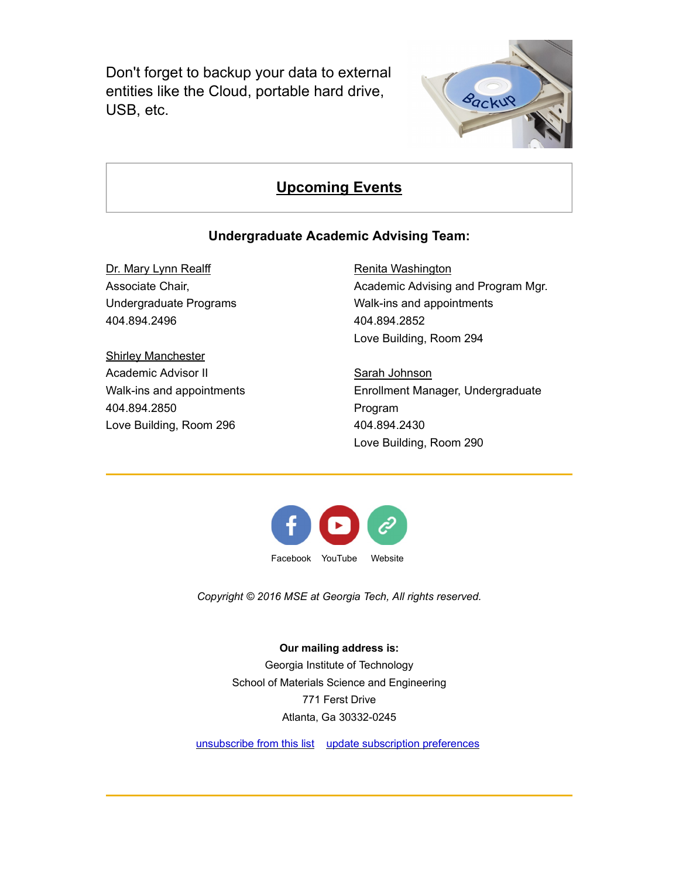Don't forget to backup your data to external entities like the Cloud, portable hard drive, USB, etc.

## Upcoming Events

### Undergraduate Academic Advising Team:

Dr. Mary Lynn Realff
Associate Chair,
Undergraduate Programs
404.894.2496

Shirley Manchester
Academic Advisor II
Walk-ins and appointments
404.894.2850
Love Building, Room 296

Renita Washington
Academic Advising and Program Mgr.
Walk-ins and appointments
404.894.2852
Love Building, Room 294

Sarah Johnson
Enrollment Manager, Undergraduate Program
404.894.2430
Love Building, Room 290

Facebook YouTube Website

*Copyright © 2016 MSE at Georgia Tech, All rights reserved.*

**Our mailing address is:**
Georgia Institute of Technology
School of Materials Science and Engineering
771 Ferst Drive
Atlanta, Ga 30332-0245

unsubscribe from this list update subscription preferences